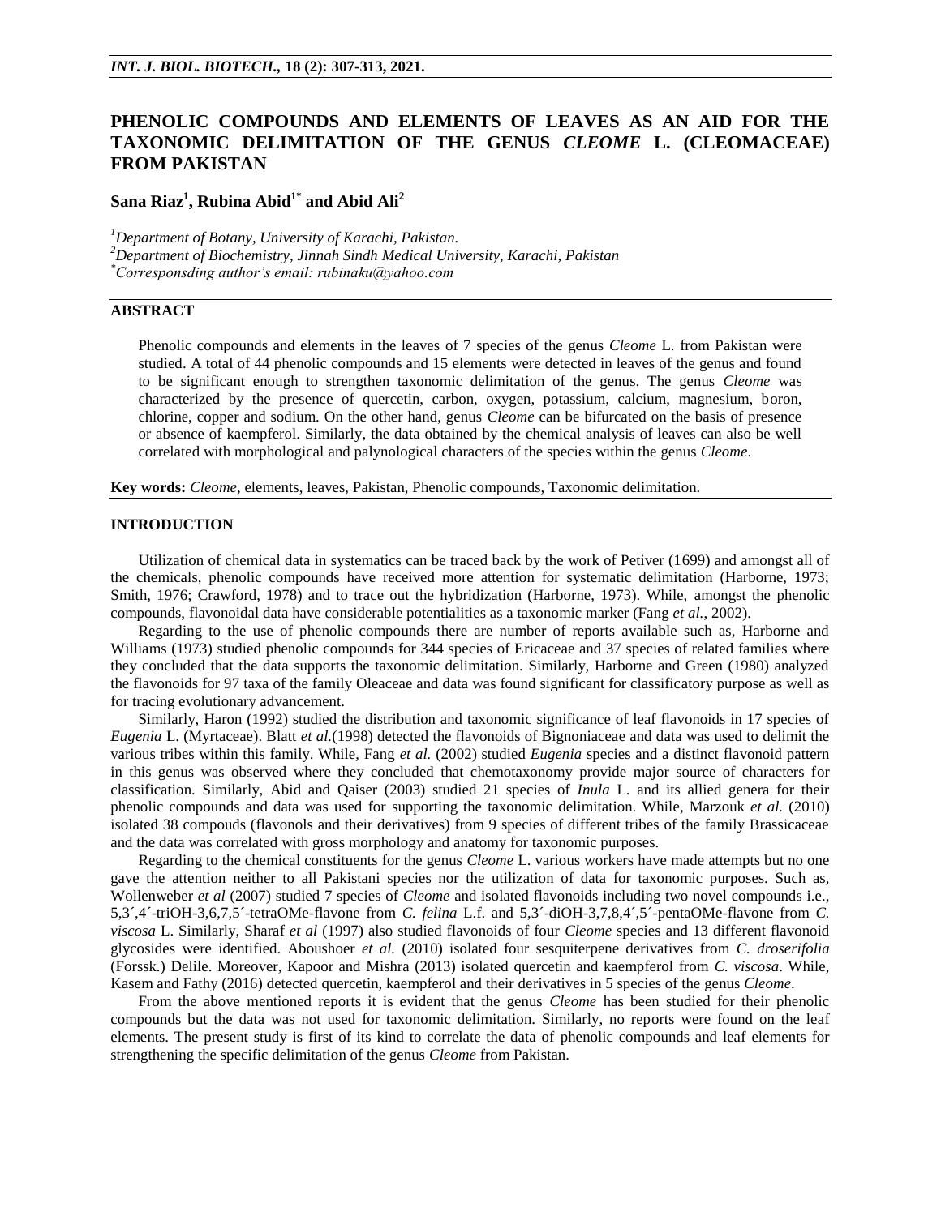# PHENOLIC COMPOUNDS AND ELEMENTS OF LEAVES AS AN AID FOR THE TAXONOMIC DELIMITATION OF THE GENUS *CLEOME* L. (CLEOMACEAE) FROM PAKISTAN

**Sana Riaz[1], Rubina Abid[1*] and Abid Ali[2]**

[1]*Department of Botany, University of Karachi, Pakistan.*
[2]*Department of Biochemistry, Jinnah Sindh Medical University, Karachi, Pakistan*
[*]*Corresponsding author's email: rubinaku@yahoo.com*

## ABSTRACT

Phenolic compounds and elements in the leaves of 7 species of the genus *Cleome* L. from Pakistan were studied. A total of 44 phenolic compounds and 15 elements were detected in leaves of the genus and found to be significant enough to strengthen taxonomic delimitation of the genus. The genus *Cleome* was characterized by the presence of quercetin, carbon, oxygen, potassium, calcium, magnesium, boron, chlorine, copper and sodium. On the other hand, genus *Cleome* can be bifurcated on the basis of presence or absence of kaempferol. Similarly, the data obtained by the chemical analysis of leaves can also be well correlated with morphological and palynological characters of the species within the genus *Cleome*.

**Key words:** *Cleome*, elements, leaves, Pakistan, Phenolic compounds, Taxonomic delimitation.

## INTRODUCTION

Utilization of chemical data in systematics can be traced back by the work of Petiver (1699) and amongst all of the chemicals, phenolic compounds have received more attention for systematic delimitation (Harborne, 1973; Smith, 1976; Crawford, 1978) and to trace out the hybridization (Harborne, 1973). While, amongst the phenolic compounds, flavonoidal data have considerable potentialities as a taxonomic marker (Fang *et al.*, 2002).

Regarding to the use of phenolic compounds there are number of reports available such as, Harborne and Williams (1973) studied phenolic compounds for 344 species of Ericaceae and 37 species of related families where they concluded that the data supports the taxonomic delimitation. Similarly, Harborne and Green (1980) analyzed the flavonoids for 97 taxa of the family Oleaceae and data was found significant for classificatory purpose as well as for tracing evolutionary advancement.

Similarly, Haron (1992) studied the distribution and taxonomic significance of leaf flavonoids in 17 species of *Eugenia* L. (Myrtaceae). Blatt *et al.*(1998) detected the flavonoids of Bignoniaceae and data was used to delimit the various tribes within this family. While, Fang *et al.* (2002) studied *Eugenia* species and a distinct flavonoid pattern in this genus was observed where they concluded that chemotaxonomy provide major source of characters for classification. Similarly, Abid and Qaiser (2003) studied 21 species of *Inula* L. and its allied genera for their phenolic compounds and data was used for supporting the taxonomic delimitation. While, Marzouk *et al.* (2010) isolated 38 compouds (flavonols and their derivatives) from 9 species of different tribes of the family Brassicaceae and the data was correlated with gross morphology and anatomy for taxonomic purposes.

Regarding to the chemical constituents for the genus *Cleome* L. various workers have made attempts but no one gave the attention neither to all Pakistani species nor the utilization of data for taxonomic purposes. Such as, Wollenweber *et al* (2007) studied 7 species of *Cleome* and isolated flavonoids including two novel compounds i.e., 5,3´,4´-triOH-3,6,7,5´-tetraOMe-flavone from *C. felina* L.f. and 5,3´-diOH-3,7,8,4´,5´-pentaOMe-flavone from *C. viscosa* L. Similarly, Sharaf *et al* (1997) also studied flavonoids of four *Cleome* species and 13 different flavonoid glycosides were identified. Aboushoer *et al.* (2010) isolated four sesquiterpene derivatives from *C. droserifolia* (Forssk.) Delile. Moreover, Kapoor and Mishra (2013) isolated quercetin and kaempferol from *C. viscosa*. While, Kasem and Fathy (2016) detected quercetin, kaempferol and their derivatives in 5 species of the genus *Cleome*.

From the above mentioned reports it is evident that the genus *Cleome* has been studied for their phenolic compounds but the data was not used for taxonomic delimitation. Similarly, no reports were found on the leaf elements. The present study is first of its kind to correlate the data of phenolic compounds and leaf elements for strengthening the specific delimitation of the genus *Cleome* from Pakistan.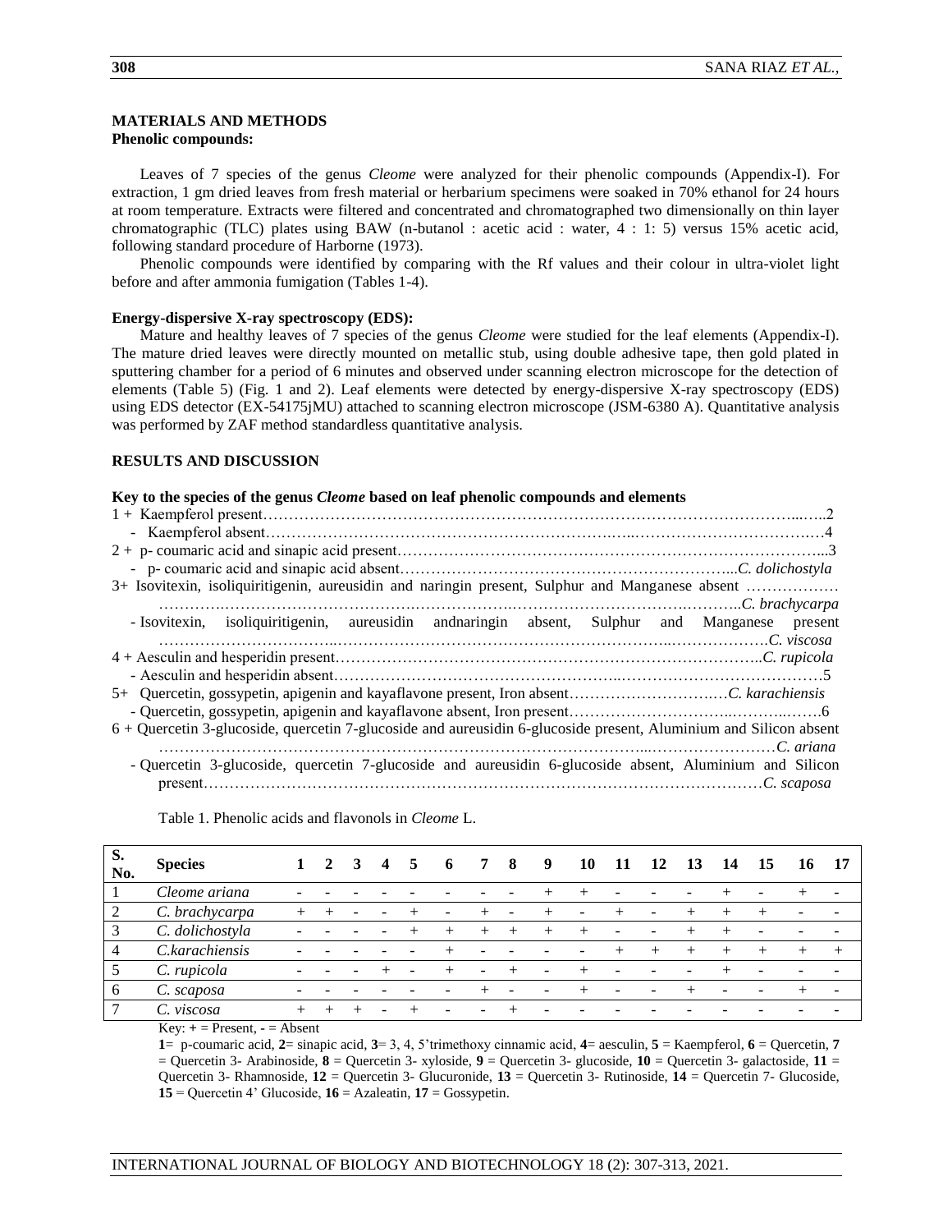## MATERIALS AND METHODS

### Phenolic compounds:

Leaves of 7 species of the genus *Cleome* were analyzed for their phenolic compounds (Appendix-I). For extraction, 1 gm dried leaves from fresh material or herbarium specimens were soaked in 70% ethanol for 24 hours at room temperature. Extracts were filtered and concentrated and chromatographed two dimensionally on thin layer chromatographic (TLC) plates using BAW (n-butanol : acetic acid : water, 4 : 1: 5) versus 15% acetic acid, following standard procedure of Harborne (1973).

Phenolic compounds were identified by comparing with the Rf values and their colour in ultra-violet light before and after ammonia fumigation (Tables 1-4).

### Energy-dispersive X-ray spectroscopy (EDS):

Mature and healthy leaves of 7 species of the genus *Cleome* were studied for the leaf elements (Appendix-I). The mature dried leaves were directly mounted on metallic stub, using double adhesive tape, then gold plated in sputtering chamber for a period of 6 minutes and observed under scanning electron microscope for the detection of elements (Table 5) (Fig. 1 and 2). Leaf elements were detected by energy-dispersive X-ray spectroscopy (EDS) using EDS detector (EX-54175jMU) attached to scanning electron microscope (JSM-6380 A). Quantitative analysis was performed by ZAF method standardless quantitative analysis.

## RESULTS AND DISCUSSION

### Key to the species of the genus *Cleome* based on leaf phenolic compounds and elements

1 + Kaempferol present……………………………………………………………………………………2
- Kaempferol absent…………………………………………………………………………………………4

2 + p- coumaric acid and sinapic acid present……………………………………………………………3
- p- coumaric acid and sinapic acid absent……………………………………………………*C. dolichostyla*

3+ Isovitexin, isoliquiritigenin, aureusidin and naringin present, Sulphur and Manganese absent ……………………………………………………………*C. brachycarpa*
- Isovitexin, isoliquiritigenin, aureusidin andnaringin absent, Sulphur and Manganese present ……………………………………………………………*C. viscosa*

4 + Aesculin and hesperidin present………………………………………………………………*C. rupicola*
- Aesculin and hesperidin absent…………………………………………………………………………5

5+ Quercetin, gossypetin, apigenin and kayaflavone present, Iron absent……………………*C. karachiensis*
- Quercetin, gossypetin, apigenin and kayaflavone absent, Iron present………………………………6

6 + Quercetin 3-glucoside, quercetin 7-glucoside and aureusidin 6-glucoside present, Aluminium and Silicon absent ……………………………………………………………*C. ariana*
- Quercetin 3-glucoside, quercetin 7-glucoside and aureusidin 6-glucoside absent, Aluminium and Silicon present……………………………………………………………*C. scaposa*

Table 1. Phenolic acids and flavonols in *Cleome* L.

| S. No. | Species | 1 | 2 | 3 | 4 | 5 | 6 | 7 | 8 | 9 | 10 | 11 | 12 | 13 | 14 | 15 | 16 | 17 |
|---|---|---|---|---|---|---|---|---|---|---|---|---|---|---|---|---|---|---|
| 1 | *Cleome ariana* | - | - | - | - | - | - | - | - | + | + | - | - | - | + | - | + | - |
| 2 | *C. brachycarpa* | + | + | - | - | + | - | + | - | + | - | + | - | + | + | + | - | - |
| 3 | *C. dolichostyla* | - | - | - | - | + | + | + | + | + | + | - | - | + | + | - | - | - |
| 4 | *C.karachiensis* | - | - | - | - | - | + | - | - | - | - | + | + | + | + | + | + | + |
| 5 | *C. rupicola* | - | - | - | + | - | + | - | + | - | + | - | - | - | + | - | - | - |
| 6 | *C. scaposa* | - | - | - | - | - | - | + | - | - | + | - | - | + | - | - | + | - |
| 7 | *C. viscosa* | + | + | + | - | + | - | - | + | - | - | - | - | - | - | - | - | - |

Key: + = Present, - = Absent

**1**= p-coumaric acid, **2**= sinapic acid, **3**= 3, 4, 5'trimethoxy cinnamic acid, **4**= aesculin, **5** = Kaempferol, **6** = Quercetin, **7** = Quercetin 3- Arabinoside, **8** = Quercetin 3- xyloside, **9** = Quercetin 3- glucoside, **10** = Quercetin 3- galactoside, **11** = Quercetin 3- Rhamnoside, **12** = Quercetin 3- Glucuronide, **13** = Quercetin 3- Rutinoside, **14** = Quercetin 7- Glucoside, **15** = Quercetin 4' Glucoside, **16** = Azaleatin, **17** = Gossypetin.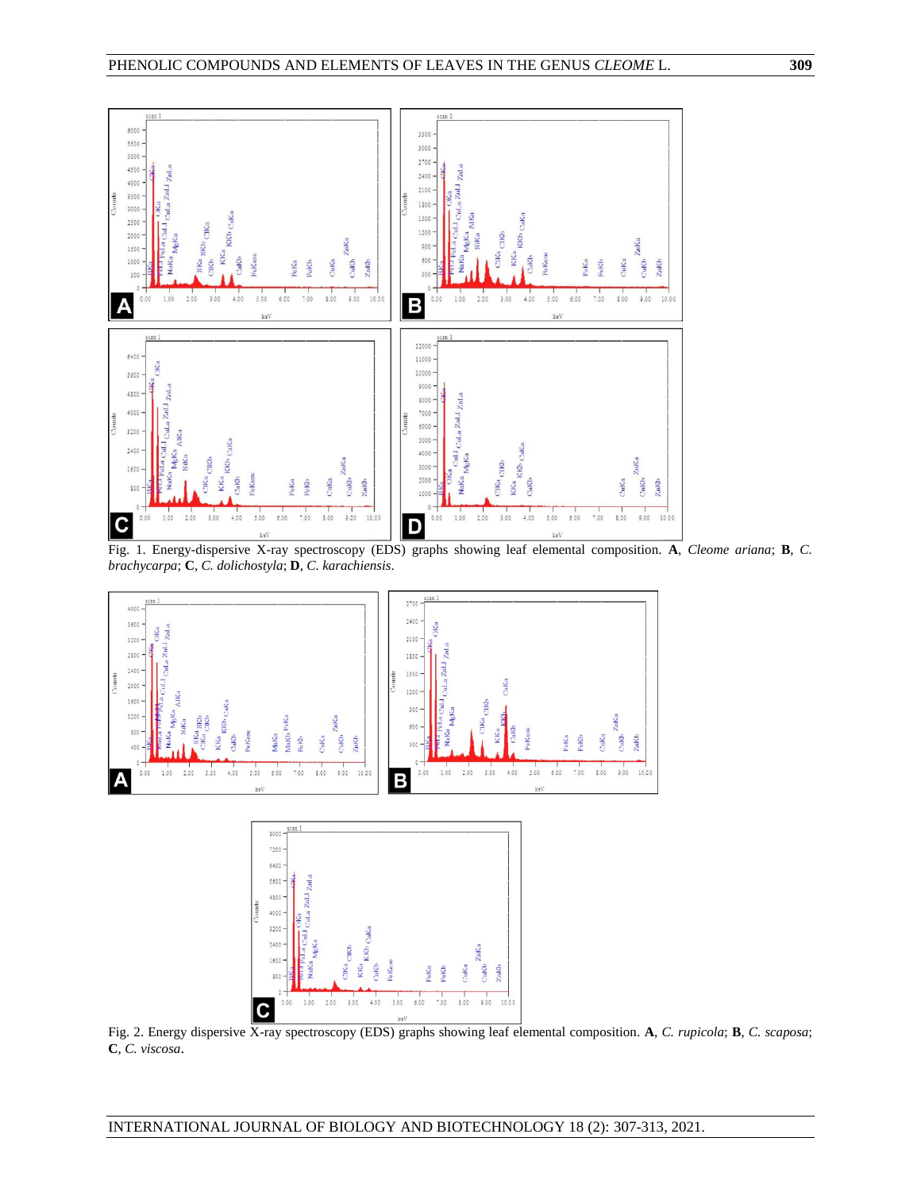Fig. 1. Energy-dispersive X-ray spectroscopy (EDS) graphs showing leaf elemental composition. **A**, *Cleome ariana*; **B**, *C. brachycarpa*; **C**, *C. dolichostyla*; **D**, *C. karachiensis*.

Fig. 2. Energy dispersive X-ray spectroscopy (EDS) graphs showing leaf elemental composition. **A**, *C. rupicola*; **B**, *C. scaposa*; **C**, *C. viscosa*.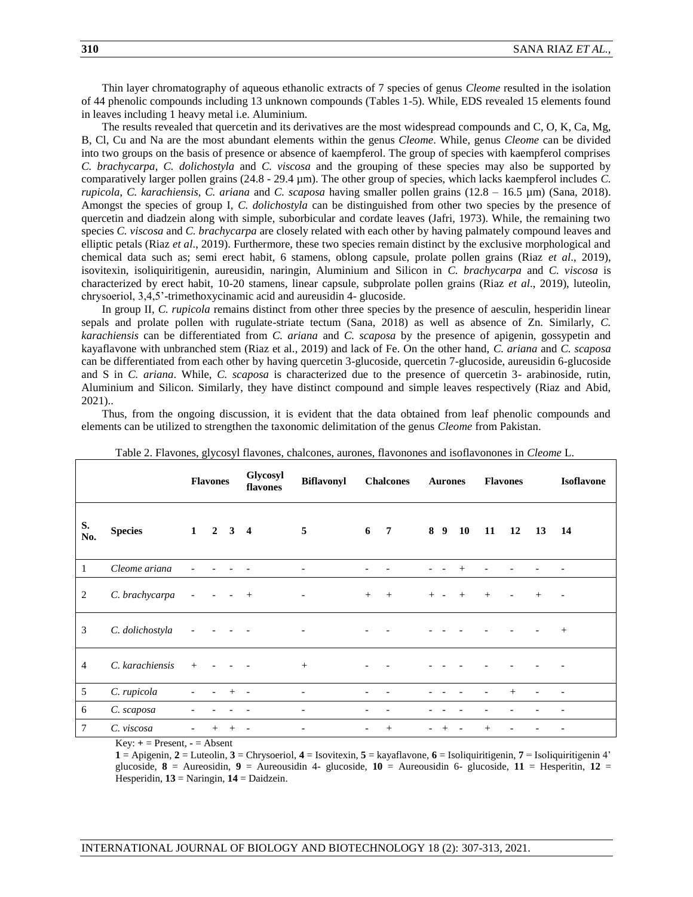Thin layer chromatography of aqueous ethanolic extracts of 7 species of genus *Cleome* resulted in the isolation of 44 phenolic compounds including 13 unknown compounds (Tables 1-5). While, EDS revealed 15 elements found in leaves including 1 heavy metal i.e. Aluminium.

The results revealed that quercetin and its derivatives are the most widespread compounds and C, O, K, Ca, Mg, B, Cl, Cu and Na are the most abundant elements within the genus *Cleome*. While, genus *Cleome* can be divided into two groups on the basis of presence or absence of kaempferol. The group of species with kaempferol comprises *C. brachycarpa*, *C. dolichostyla* and *C. viscosa* and the grouping of these species may also be supported by comparatively larger pollen grains (24.8 - 29.4 µm). The other group of species, which lacks kaempferol includes *C. rupicola*, *C. karachiensis*, *C. ariana* and *C. scaposa* having smaller pollen grains (12.8 – 16.5 µm) (Sana, 2018). Amongst the species of group I, *C. dolichostyla* can be distinguished from other two species by the presence of quercetin and diadzein along with simple, suborbicular and cordate leaves (Jafri, 1973). While, the remaining two species *C. viscosa* and *C. brachycarpa* are closely related with each other by having palmately compound leaves and elliptic petals (Riaz *et al*., 2019). Furthermore, these two species remain distinct by the exclusive morphological and chemical data such as; semi erect habit, 6 stamens, oblong capsule, prolate pollen grains (Riaz *et al*., 2019), isovitexin, isoliquiritigenin, aureusidin, naringin, Aluminium and Silicon in *C. brachycarpa* and *C. viscosa* is characterized by erect habit, 10-20 stamens, linear capsule, subprolate pollen grains (Riaz *et al*., 2019), luteolin, chrysoeriol, 3,4,5'-trimethoxycinamic acid and aureusidin 4- glucoside.

In group II, *C. rupicola* remains distinct from other three species by the presence of aesculin, hesperidin linear sepals and prolate pollen with rugulate-striate tectum (Sana, 2018) as well as absence of Zn. Similarly, *C. karachiensis* can be differentiated from *C. ariana* and *C. scaposa* by the presence of apigenin, gossypetin and kayaflavone with unbranched stem (Riaz et al., 2019) and lack of Fe. On the other hand, *C. ariana* and *C. scaposa* can be differentiated from each other by having quercetin 3-glucoside, quercetin 7-glucoside, aureusidin 6-glucoside and S in *C. ariana*. While, *C. scaposa* is characterized due to the presence of quercetin 3- arabinoside, rutin, Aluminium and Silicon. Similarly, they have distinct compound and simple leaves respectively (Riaz and Abid, 2021)..

Thus, from the ongoing discussion, it is evident that the data obtained from leaf phenolic compounds and elements can be utilized to strengthen the taxonomic delimitation of the genus *Cleome* from Pakistan.

Table 2. Flavones, glycosyl flavones, chalcones, aurones, flavonones and isoflavonones in *Cleome* L.

| | | **Flavones** | | | **Glycosyl flavones** | **Biflavonyl** | **Chalcones** | | **Aurones** | | | **Flavones** | | | **Isoflavone** |
|---|---|---|---|---|---|---|---|---|---|---|---|---|---|---|---|
| **S. No.** | **Species** | **1** | **2** | **3** | **4** | **5** | **6** | **7** | **8** | **9** | **10** | **11** | **12** | **13** | **14** |
| 1 | *Cleome ariana* | - | - | - | - | - | - | - | - | - | + | - | - | - | - |
| 2 | *C. brachycarpa* | - | - | - | + | - | + | + | + | - | + | + | - | + | - |
| 3 | *C. dolichostyla* | - | - | - | - | - | - | - | - | - | - | - | - | - | + |
| 4 | *C. karachiensis* | + | - | - | - | + | - | - | - | - | - | - | - | - | - |
| 5 | *C. rupicola* | - | - | + | - | - | - | - | - | - | - | - | + | - | - |
| 6 | *C. scaposa* | - | - | - | - | - | - | - | - | - | - | - | - | - | - |
| 7 | *C. viscosa* | - | + | + | - | - | - | + | - | + | - | + | - | - | - |

Key: **+** = Present, **-** = Absent

**1** = Apigenin, **2** = Luteolin, **3** = Chrysoeriol, **4** = Isovitexin, **5** = kayaflavone, **6** = Isoliquiritigenin, **7** = Isoliquiritigenin 4' glycoside, **8** = Aureosidin, **9** = Aureousidin 4- glucoside, **10** = Aureousidin 6- glucoside, **11** = Hesperitin, **12** = Hesperidin, **13** = Naringin, **14** = Daidzein.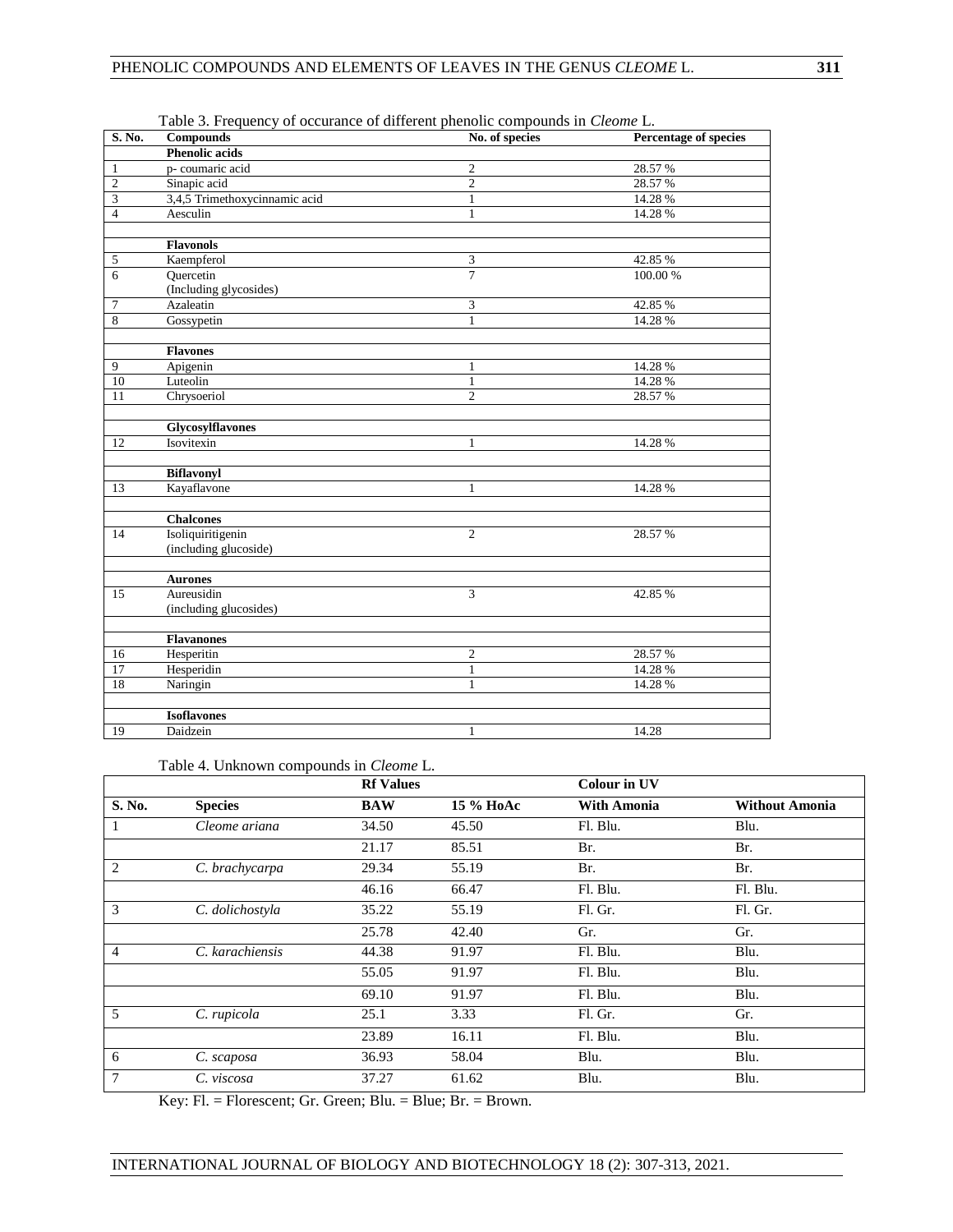Table 3. Frequency of occurance of different phenolic compounds in *Cleome* L.

| S. No. | Compounds | No. of species | Percentage of species |
|---|---|---|---|
| | **Phenolic acids** | | |
| 1 | p- coumaric acid | 2 | 28.57 % |
| 2 | Sinapic acid | 2 | 28.57 % |
| 3 | 3,4,5 Trimethoxycinnamic acid | 1 | 14.28 % |
| 4 | Aesculin | 1 | 14.28 % |
| | | | |
| | **Flavonols** | | |
| 5 | Kaempferol | 3 | 42.85 % |
| 6 | Quercetin (Including glycosides) | 7 | 100.00 % |
| 7 | Azaleatin | 3 | 42.85 % |
| 8 | Gossypetin | 1 | 14.28 % |
| | | | |
| | **Flavones** | | |
| 9 | Apigenin | 1 | 14.28 % |
| 10 | Luteolin | 1 | 14.28 % |
| 11 | Chrysoeriol | 2 | 28.57 % |
| | | | |
| | **Glycosylflavones** | | |
| 12 | Isovitexin | 1 | 14.28 % |
| | | | |
| | **Biflavonyl** | | |
| 13 | Kayaflavone | 1 | 14.28 % |
| | | | |
| | **Chalcones** | | |
| 14 | Isoliquiritigenin (including glucoside) | 2 | 28.57 % |
| | | | |
| | **Aurones** | | |
| 15 | Aureusidin (including glucosides) | 3 | 42.85 % |
| | | | |
| | **Flavanones** | | |
| 16 | Hesperitin | 2 | 28.57 % |
| 17 | Hesperidin | 1 | 14.28 % |
| 18 | Naringin | 1 | 14.28 % |
| | | | |
| | **Isoflavones** | | |
| 19 | Daidzein | 1 | 14.28 |

Table 4. Unknown compounds in *Cleome* L.

| | | **Rf Values** | | **Colour in UV** | |
|---|---|---|---|---|---|
| **S. No.** | **Species** | **BAW** | **15 % HoAc** | **With Amonia** | **Without Amonia** |
| 1 | *Cleome ariana* | 34.50 | 45.50 | Fl. Blu. | Blu. |
| | | 21.17 | 85.51 | Br. | Br. |
| 2 | *C. brachycarpa* | 29.34 | 55.19 | Br. | Br. |
| | | 46.16 | 66.47 | Fl. Blu. | Fl. Blu. |
| 3 | *C. dolichostyla* | 35.22 | 55.19 | Fl. Gr. | Fl. Gr. |
| | | 25.78 | 42.40 | Gr. | Gr. |
| 4 | *C. karachiensis* | 44.38 | 91.97 | Fl. Blu. | Blu. |
| | | 55.05 | 91.97 | Fl. Blu. | Blu. |
| | | 69.10 | 91.97 | Fl. Blu. | Blu. |
| 5 | *C. rupicola* | 25.1 | 3.33 | Fl. Gr. | Gr. |
| | | 23.89 | 16.11 | Fl. Blu. | Blu. |
| 6 | *C. scaposa* | 36.93 | 58.04 | Blu. | Blu. |
| 7 | *C. viscosa* | 37.27 | 61.62 | Blu. | Blu. |

Key: Fl. = Florescent; Gr. Green; Blu. = Blue; Br. = Brown.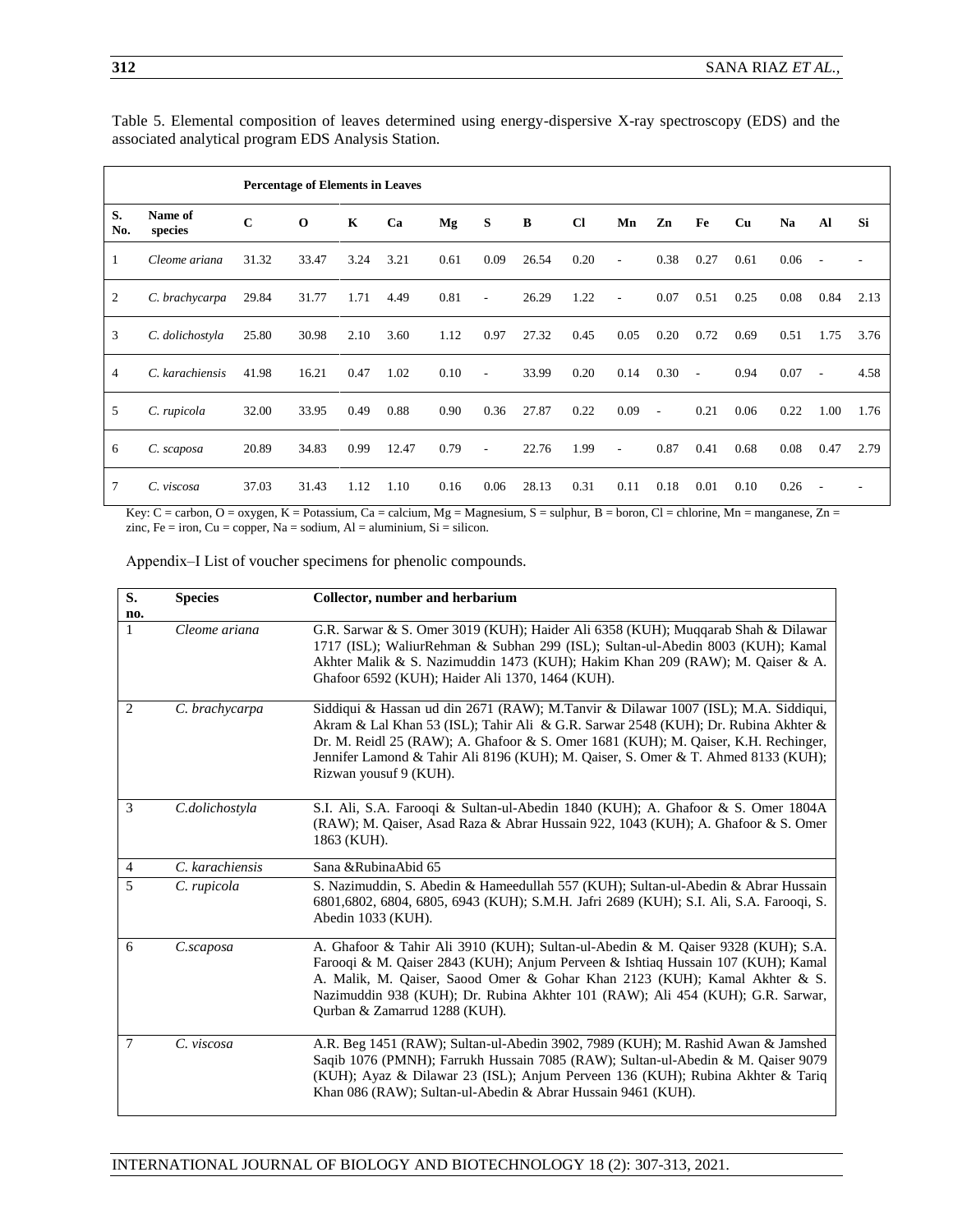Table 5. Elemental composition of leaves determined using energy-dispersive X-ray spectroscopy (EDS) and the associated analytical program EDS Analysis Station.

| | | Percentage of Elements in Leaves | | | | | | | | | | | | | | |
|---|---|---|---|---|---|---|---|---|---|---|---|---|---|---|---|---|
| **S. No.** | **Name of species** | **C** | **O** | **K** | **Ca** | **Mg** | **S** | **B** | **Cl** | **Mn** | **Zn** | **Fe** | **Cu** | **Na** | **Al** | **Si** |
| 1 | *Cleome ariana* | 31.32 | 33.47 | 3.24 | 3.21 | 0.61 | 0.09 | 26.54 | 0.20 | - | 0.38 | 0.27 | 0.61 | 0.06 | - | - |
| 2 | *C. brachycarpa* | 29.84 | 31.77 | 1.71 | 4.49 | 0.81 | - | 26.29 | 1.22 | - | 0.07 | 0.51 | 0.25 | 0.08 | 0.84 | 2.13 |
| 3 | *C. dolichostyla* | 25.80 | 30.98 | 2.10 | 3.60 | 1.12 | 0.97 | 27.32 | 0.45 | 0.05 | 0.20 | 0.72 | 0.69 | 0.51 | 1.75 | 3.76 |
| 4 | *C. karachiensis* | 41.98 | 16.21 | 0.47 | 1.02 | 0.10 | - | 33.99 | 0.20 | 0.14 | 0.30 | - | 0.94 | 0.07 | - | 4.58 |
| 5 | *C. rupicola* | 32.00 | 33.95 | 0.49 | 0.88 | 0.90 | 0.36 | 27.87 | 0.22 | 0.09 | - | 0.21 | 0.06 | 0.22 | 1.00 | 1.76 |
| 6 | *C. scaposa* | 20.89 | 34.83 | 0.99 | 12.47 | 0.79 | - | 22.76 | 1.99 | - | 0.87 | 0.41 | 0.68 | 0.08 | 0.47 | 2.79 |
| 7 | *C. viscosa* | 37.03 | 31.43 | 1.12 | 1.10 | 0.16 | 0.06 | 28.13 | 0.31 | 0.11 | 0.18 | 0.01 | 0.10 | 0.26 | - | - |

Key: C = carbon, O = oxygen, K = Potassium, Ca = calcium, Mg = Magnesium, S = sulphur, B = boron, Cl = chlorine, Mn = manganese, Zn = zinc, Fe = iron, Cu = copper, Na = sodium, Al = aluminium, Si = silicon.

Appendix–I List of voucher specimens for phenolic compounds.

| S. no. | Species | Collector, number and herbarium |
|---|---|---|
| 1 | *Cleome ariana* | G.R. Sarwar & S. Omer 3019 (KUH); Haider Ali 6358 (KUH); Muqqarab Shah & Dilawar 1717 (ISL); WaliurRehman & Subhan 299 (ISL); Sultan-ul-Abedin 8003 (KUH); Kamal Akhter Malik & S. Nazimuddin 1473 (KUH); Hakim Khan 209 (RAW); M. Qaiser & A. Ghafoor 6592 (KUH); Haider Ali 1370, 1464 (KUH). |
| 2 | *C. brachycarpa* | Siddiqui & Hassan ud din 2671 (RAW); M.Tanvir & Dilawar 1007 (ISL); M.A. Siddiqui, Akram & Lal Khan 53 (ISL); Tahir Ali & G.R. Sarwar 2548 (KUH); Dr. Rubina Akhter & Dr. M. Reidl 25 (RAW); A. Ghafoor & S. Omer 1681 (KUH); M. Qaiser, K.H. Rechinger, Jennifer Lamond & Tahir Ali 8196 (KUH); M. Qaiser, S. Omer & T. Ahmed 8133 (KUH); Rizwan yousuf 9 (KUH). |
| 3 | *C.dolichostyla* | S.I. Ali, S.A. Farooqi & Sultan-ul-Abedin 1840 (KUH); A. Ghafoor & S. Omer 1804A (RAW); M. Qaiser, Asad Raza & Abrar Hussain 922, 1043 (KUH); A. Ghafoor & S. Omer 1863 (KUH). |
| 4 | *C. karachiensis* | Sana &RubinaAbid 65 |
| 5 | *C. rupicola* | S. Nazimuddin, S. Abedin & Hameedullah 557 (KUH); Sultan-ul-Abedin & Abrar Hussain 6801,6802, 6804, 6805, 6943 (KUH); S.M.H. Jafri 2689 (KUH); S.I. Ali, S.A. Farooqi, S. Abedin 1033 (KUH). |
| 6 | *C.scaposa* | A. Ghafoor & Tahir Ali 3910 (KUH); Sultan-ul-Abedin & M. Qaiser 9328 (KUH); S.A. Farooqi & M. Qaiser 2843 (KUH); Anjum Perveen & Ishtiaq Hussain 107 (KUH); Kamal A. Malik, M. Qaiser, Saood Omer & Gohar Khan 2123 (KUH); Kamal Akhter & S. Nazimuddin 938 (KUH); Dr. Rubina Akhter 101 (RAW); Ali 454 (KUH); G.R. Sarwar, Qurban & Zamarrud 1288 (KUH). |
| 7 | *C. viscosa* | A.R. Beg 1451 (RAW); Sultan-ul-Abedin 3902, 7989 (KUH); M. Rashid Awan & Jamshed Saqib 1076 (PMNH); Farrukh Hussain 7085 (RAW); Sultan-ul-Abedin & M. Qaiser 9079 (KUH); Ayaz & Dilawar 23 (ISL); Anjum Perveen 136 (KUH); Rubina Akhter & Tariq Khan 086 (RAW); Sultan-ul-Abedin & Abrar Hussain 9461 (KUH). |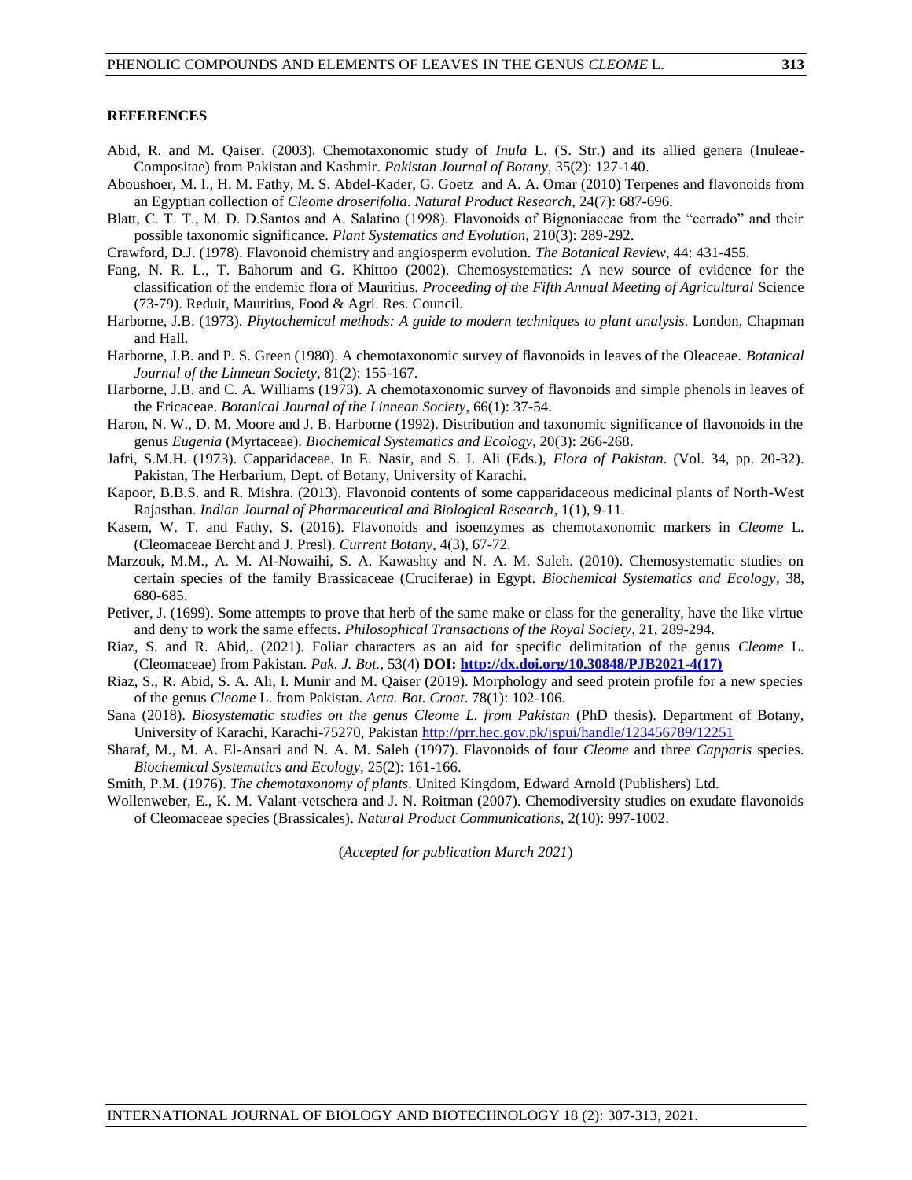## REFERENCES

Abid, R. and M. Qaiser. (2003). Chemotaxonomic study of *Inula* L. (S. Str.) and its allied genera (Inuleae-Compositae) from Pakistan and Kashmir. *Pakistan Journal of Botany*, 35(2): 127-140.

Aboushoer, M. I., H. M. Fathy, M. S. Abdel-Kader, G. Goetz and A. A. Omar (2010) Terpenes and flavonoids from an Egyptian collection of *Cleome droserifolia*. *Natural Product Research*, 24(7): 687-696.

Blatt, C. T. T., M. D. D.Santos and A. Salatino (1998). Flavonoids of Bignoniaceae from the "cerrado" and their possible taxonomic significance. *Plant Systematics and Evolution*, 210(3): 289-292.

Crawford, D.J. (1978). Flavonoid chemistry and angiosperm evolution. *The Botanical Review*, 44: 431-455.

Fang, N. R. L., T. Bahorum and G. Khittoo (2002). Chemosystematics: A new source of evidence for the classification of the endemic flora of Mauritius. *Proceeding of the Fifth Annual Meeting of Agricultural* Science (73-79). Reduit, Mauritius, Food & Agri. Res. Council.

Harborne, J.B. (1973). *Phytochemical methods: A guide to modern techniques to plant analysis*. London, Chapman and Hall.

Harborne, J.B. and P. S. Green (1980). A chemotaxonomic survey of flavonoids in leaves of the Oleaceae. *Botanical Journal of the Linnean Society*, 81(2): 155-167.

Harborne, J.B. and C. A. Williams (1973). A chemotaxonomic survey of flavonoids and simple phenols in leaves of the Ericaceae. *Botanical Journal of the Linnean Society*, 66(1): 37-54.

Haron, N. W., D. M. Moore and J. B. Harborne (1992). Distribution and taxonomic significance of flavonoids in the genus *Eugenia* (Myrtaceae). *Biochemical Systematics and Ecology*, 20(3): 266-268.

Jafri, S.M.H. (1973). Capparidaceae. In E. Nasir, and S. I. Ali (Eds.), *Flora of Pakistan*. (Vol. 34, pp. 20-32). Pakistan, The Herbarium, Dept. of Botany, University of Karachi.

Kapoor, B.B.S. and R. Mishra. (2013). Flavonoid contents of some capparidaceous medicinal plants of North-West Rajasthan. *Indian Journal of Pharmaceutical and Biological Research*, 1(1), 9-11.

Kasem, W. T. and Fathy, S. (2016). Flavonoids and isoenzymes as chemotaxonomic markers in *Cleome* L. (Cleomaceae Bercht and J. Presl). *Current Botany*, 4(3), 67-72.

Marzouk, M.M., A. M. Al-Nowaihi, S. A. Kawashty and N. A. M. Saleh. (2010). Chemosystematic studies on certain species of the family Brassicaceae (Cruciferae) in Egypt. *Biochemical Systematics and Ecology*, 38, 680-685.

Petiver, J. (1699). Some attempts to prove that herb of the same make or class for the generality, have the like virtue and deny to work the same effects. *Philosophical Transactions of the Royal Society*, 21, 289-294.

Riaz, S. and R. Abid,. (2021). Foliar characters as an aid for specific delimitation of the genus *Cleome* L. (Cleomaceae) from Pakistan. *Pak. J. Bot.*, 53(4) **DOI: http://dx.doi.org/10.30848/PJB2021-4(17)**

Riaz, S., R. Abid, S. A. Ali, I. Munir and M. Qaiser (2019). Morphology and seed protein profile for a new species of the genus *Cleome* L. from Pakistan. *Acta. Bot. Croat*. 78(1): 102-106.

Sana (2018). *Biosystematic studies on the genus Cleome L. from Pakistan* (PhD thesis). Department of Botany, University of Karachi, Karachi-75270, Pakistan http://prr.hec.gov.pk/jspui/handle/123456789/12251

Sharaf, M., M. A. El-Ansari and N. A. M. Saleh (1997). Flavonoids of four *Cleome* and three *Capparis* species. *Biochemical Systematics and Ecology*, 25(2): 161-166.

Smith, P.M. (1976). *The chemotaxonomy of plants*. United Kingdom, Edward Arnold (Publishers) Ltd.

Wollenweber, E., K. M. Valant-vetschera and J. N. Roitman (2007). Chemodiversity studies on exudate flavonoids of Cleomaceae species (Brassicales). *Natural Product Communications*, 2(10): 997-1002.

(*Accepted for publication March 2021*)